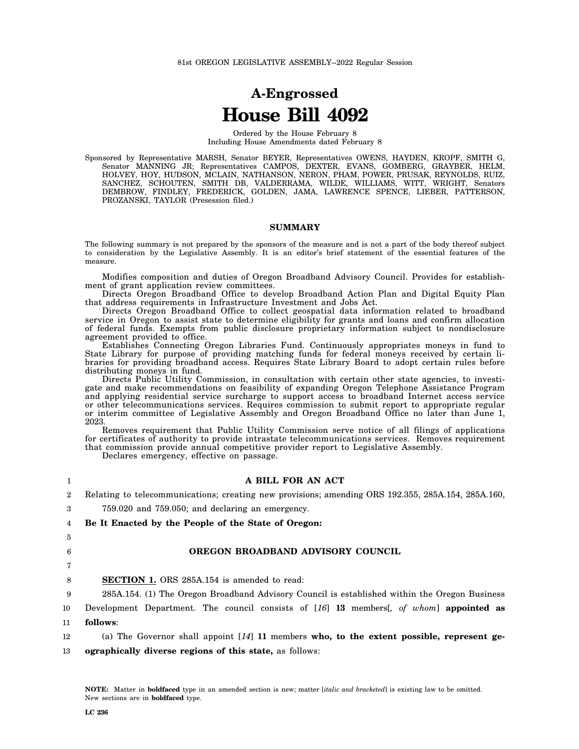81st OREGON LEGISLATIVE ASSEMBLY--2022 Regular Session

# A-Engrossed
# House Bill 4092

Ordered by the House February 8
Including House Amendments dated February 8

Sponsored by Representative MARSH, Senator BEYER, Representatives OWENS, HAYDEN, KROPF, SMITH G, Senator MANNING JR; Representatives CAMPOS, DEXTER, EVANS, GOMBERG, GRAYBER, HELM, HOLVEY, HOY, HUDSON, MCLAIN, NATHANSON, NERON, PHAM, POWER, PRUSAK, REYNOLDS, RUIZ, SANCHEZ, SCHOUTEN, SMITH DB, VALDERRAMA, WILDE, WILLIAMS, WITT, WRIGHT, Senators DEMBROW, FINDLEY, FREDERICK, GOLDEN, JAMA, LAWRENCE SPENCE, LIEBER, PATTERSON, PROZANSKI, TAYLOR (Presession filed.)

## SUMMARY

The following summary is not prepared by the sponsors of the measure and is not a part of the body thereof subject to consideration by the Legislative Assembly. It is an editor's brief statement of the essential features of the measure.

Modifies composition and duties of Oregon Broadband Advisory Council. Provides for establishment of grant application review committees.

Directs Oregon Broadband Office to develop Broadband Action Plan and Digital Equity Plan that address requirements in Infrastructure Investment and Jobs Act.

Directs Oregon Broadband Office to collect geospatial data information related to broadband service in Oregon to assist state to determine eligibility for grants and loans and confirm allocation of federal funds. Exempts from public disclosure proprietary information subject to nondisclosure agreement provided to office.

Establishes Connecting Oregon Libraries Fund. Continuously appropriates moneys in fund to State Library for purpose of providing matching funds for federal moneys received by certain libraries for providing broadband access. Requires State Library Board to adopt certain rules before distributing moneys in fund.

Directs Public Utility Commission, in consultation with certain other state agencies, to investigate and make recommendations on feasibility of expanding Oregon Telephone Assistance Program and applying residential service surcharge to support access to broadband Internet access service or other telecommunications services. Requires commission to submit report to appropriate regular or interim committee of Legislative Assembly and Oregon Broadband Office no later than June 1, 2023.

Removes requirement that Public Utility Commission serve notice of all filings of applications for certificates of authority to provide intrastate telecommunications services. Removes requirement that commission provide annual competitive provider report to Legislative Assembly.

Declares emergency, effective on passage.

1 **A BILL FOR AN ACT**

2 Relating to telecommunications; creating new provisions; amending ORS 192.355, 285A.154, 285A.160,

3 759.020 and 759.050; and declaring an emergency.

4 **Be It Enacted by the People of the State of Oregon:**

5

6 **OREGON BROADBAND ADVISORY COUNCIL**

7

8 **SECTION 1.** ORS 285A.154 is amended to read:

9 285A.154. (1) The Oregon Broadband Advisory Council is established within the Oregon Business

10 Development Department. The council consists of [*16*] **13** members[*, of whom*] **appointed as**

11 **follows**:

12 (a) The Governor shall appoint [*14*] **11** members **who, to the extent possible, represent ge-**

13 **ographically diverse regions of this state,** as follows:

**NOTE:** Matter in **boldfaced** type in an amended section is new; matter [*italic and bracketed*] is existing law to be omitted. New sections are in **boldfaced** type.

**LC 236**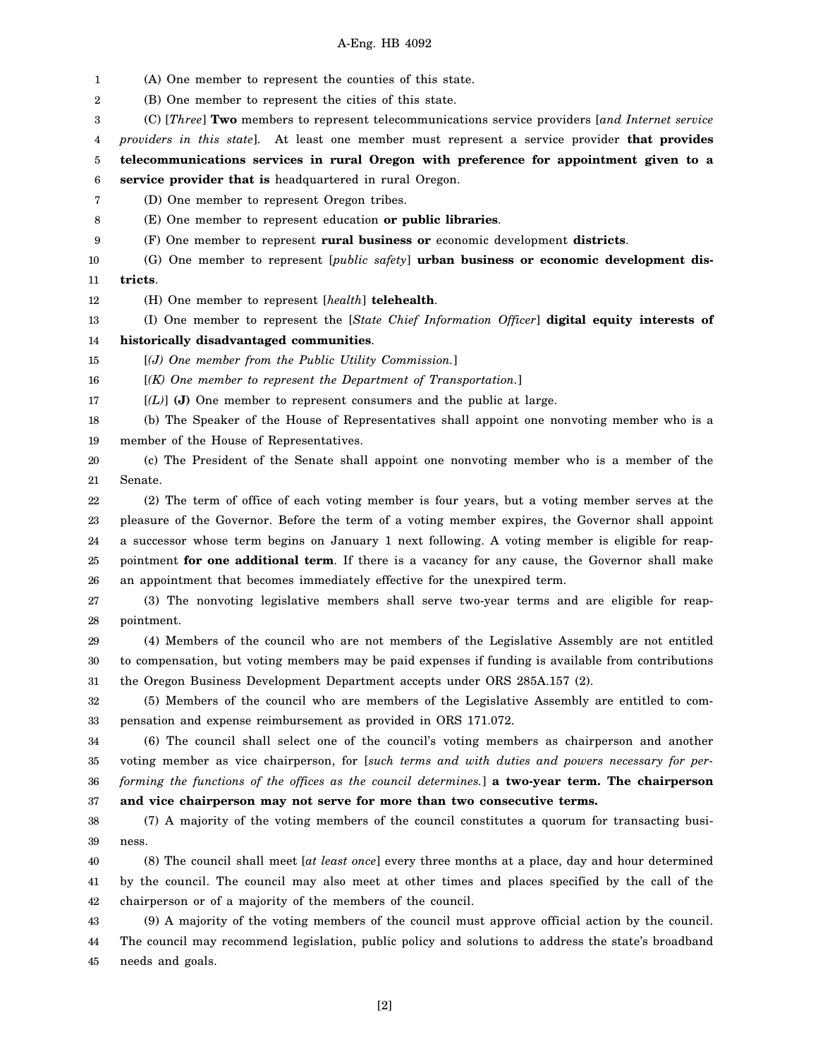(A) One member to represent the counties of this state.

(B) One member to represent the cities of this state.

(C) [*Three*] **Two** members to represent telecommunications service providers [*and Internet service providers in this state*]. At least one member must represent a service provider **that provides telecommunications services in rural Oregon with preference for appointment given to a service provider that is** headquartered in rural Oregon.

(D) One member to represent Oregon tribes.

(E) One member to represent education **or public libraries**.

(F) One member to represent **rural business or** economic development **districts**.

(G) One member to represent [*public safety*] **urban business or economic development districts**.

(H) One member to represent [*health*] **telehealth**.

(I) One member to represent the [*State Chief Information Officer*] **digital equity interests of historically disadvantaged communities**.

[*(J) One member from the Public Utility Commission.*]

[*(K) One member to represent the Department of Transportation.*]

[*(L)*] **(J)** One member to represent consumers and the public at large.

(b) The Speaker of the House of Representatives shall appoint one nonvoting member who is a member of the House of Representatives.

(c) The President of the Senate shall appoint one nonvoting member who is a member of the Senate.

(2) The term of office of each voting member is four years, but a voting member serves at the pleasure of the Governor. Before the term of a voting member expires, the Governor shall appoint a successor whose term begins on January 1 next following. A voting member is eligible for reappointment **for one additional term**. If there is a vacancy for any cause, the Governor shall make an appointment that becomes immediately effective for the unexpired term.

(3) The nonvoting legislative members shall serve two-year terms and are eligible for reappointment.

(4) Members of the council who are not members of the Legislative Assembly are not entitled to compensation, but voting members may be paid expenses if funding is available from contributions the Oregon Business Development Department accepts under ORS 285A.157 (2).

(5) Members of the council who are members of the Legislative Assembly are entitled to compensation and expense reimbursement as provided in ORS 171.072.

(6) The council shall select one of the council's voting members as chairperson and another voting member as vice chairperson, for [*such terms and with duties and powers necessary for performing the functions of the offices as the council determines.*] **a two-year term. The chairperson and vice chairperson may not serve for more than two consecutive terms.**

(7) A majority of the voting members of the council constitutes a quorum for transacting business.

(8) The council shall meet [*at least once*] every three months at a place, day and hour determined by the council. The council may also meet at other times and places specified by the call of the chairperson or of a majority of the members of the council.

(9) A majority of the voting members of the council must approve official action by the council. The council may recommend legislation, public policy and solutions to address the state's broadband needs and goals.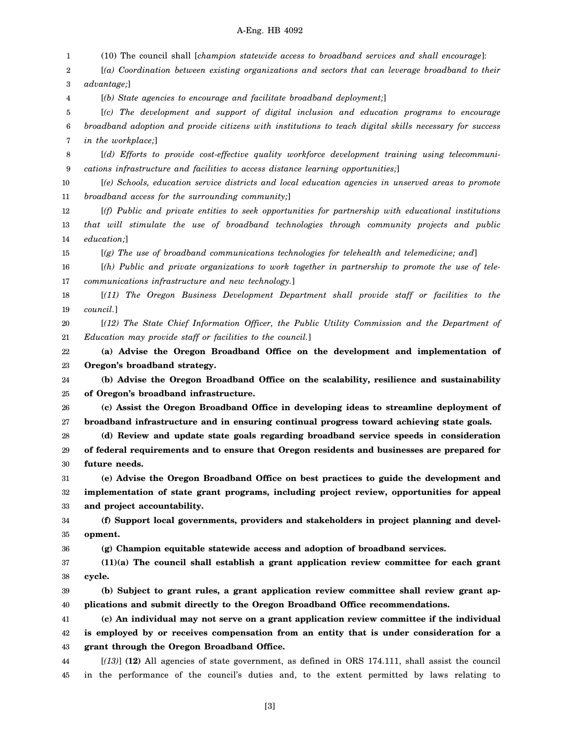(10) The council shall [*champion statewide access to broadband services and shall encourage*]:

[*(a) Coordination between existing organizations and sectors that can leverage broadband to their advantage;*]

[*(b) State agencies to encourage and facilitate broadband deployment;*]

[*(c) The development and support of digital inclusion and education programs to encourage broadband adoption and provide citizens with institutions to teach digital skills necessary for success in the workplace;*]

[*(d) Efforts to provide cost-effective quality workforce development training using telecommunications infrastructure and facilities to access distance learning opportunities;*]

[*(e) Schools, education service districts and local education agencies in unserved areas to promote broadband access for the surrounding community;*]

[*(f) Public and private entities to seek opportunities for partnership with educational institutions that will stimulate the use of broadband technologies through community projects and public education;*]

[*(g) The use of broadband communications technologies for telehealth and telemedicine; and*]

[*(h) Public and private organizations to work together in partnership to promote the use of telecommunications infrastructure and new technology.*]

[*(11) The Oregon Business Development Department shall provide staff or facilities to the council.*]

[*(12) The State Chief Information Officer, the Public Utility Commission and the Department of Education may provide staff or facilities to the council.*]

**(a) Advise the Oregon Broadband Office on the development and implementation of Oregon's broadband strategy.**

**(b) Advise the Oregon Broadband Office on the scalability, resilience and sustainability of Oregon's broadband infrastructure.**

**(c) Assist the Oregon Broadband Office in developing ideas to streamline deployment of broadband infrastructure and in ensuring continual progress toward achieving state goals.**

**(d) Review and update state goals regarding broadband service speeds in consideration of federal requirements and to ensure that Oregon residents and businesses are prepared for future needs.**

**(e) Advise the Oregon Broadband Office on best practices to guide the development and implementation of state grant programs, including project review, opportunities for appeal and project accountability.**

**(f) Support local governments, providers and stakeholders in project planning and development.**

**(g) Champion equitable statewide access and adoption of broadband services.**

**(11)(a) The council shall establish a grant application review committee for each grant cycle.**

**(b) Subject to grant rules, a grant application review committee shall review grant applications and submit directly to the Oregon Broadband Office recommendations.**

**(c) An individual may not serve on a grant application review committee if the individual is employed by or receives compensation from an entity that is under consideration for a grant through the Oregon Broadband Office.**

[*(13)*] **(12)** All agencies of state government, as defined in ORS 174.111, shall assist the council in the performance of the council's duties and, to the extent permitted by laws relating to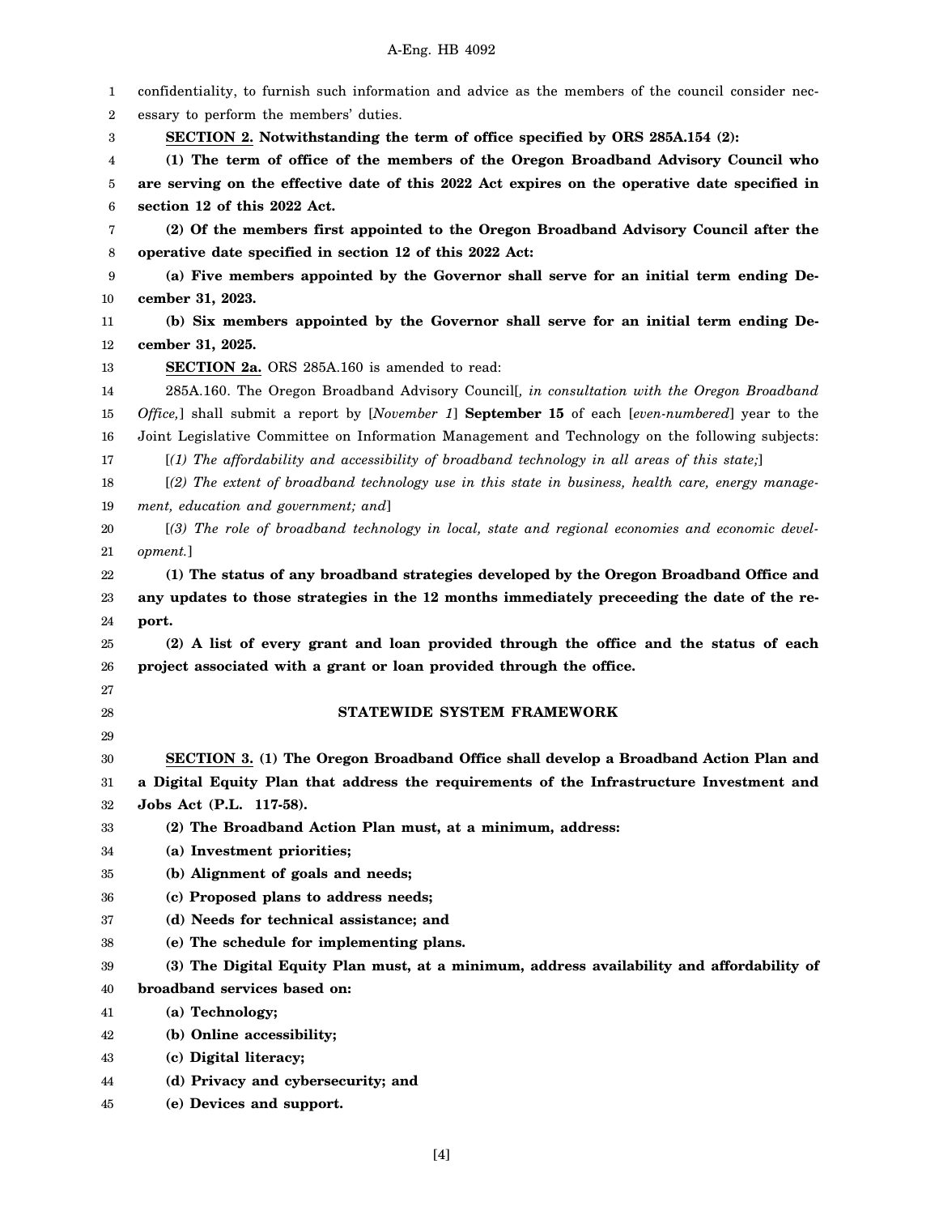confidentiality, to furnish such information and advice as the members of the council consider necessary to perform the members' duties.

**SECTION 2. Notwithstanding the term of office specified by ORS 285A.154 (2):**

**(1) The term of office of the members of the Oregon Broadband Advisory Council who are serving on the effective date of this 2022 Act expires on the operative date specified in section 12 of this 2022 Act.**

**(2) Of the members first appointed to the Oregon Broadband Advisory Council after the operative date specified in section 12 of this 2022 Act:**

**(a) Five members appointed by the Governor shall serve for an initial term ending December 31, 2023.**

**(b) Six members appointed by the Governor shall serve for an initial term ending December 31, 2025.**

**SECTION 2a.** ORS 285A.160 is amended to read:

285A.160. The Oregon Broadband Advisory Council[*, in consultation with the Oregon Broadband Office,*] shall submit a report by [*November 1*] **September 15** of each [*even-numbered*] year to the Joint Legislative Committee on Information Management and Technology on the following subjects:

[*(1) The affordability and accessibility of broadband technology in all areas of this state;*]

[*(2) The extent of broadband technology use in this state in business, health care, energy management, education and government; and*]

[*(3) The role of broadband technology in local, state and regional economies and economic development.*]

**(1) The status of any broadband strategies developed by the Oregon Broadband Office and any updates to those strategies in the 12 months immediately preceeding the date of the report.**

**(2) A list of every grant and loan provided through the office and the status of each project associated with a grant or loan provided through the office.**

## STATEWIDE SYSTEM FRAMEWORK

**SECTION 3. (1) The Oregon Broadband Office shall develop a Broadband Action Plan and a Digital Equity Plan that address the requirements of the Infrastructure Investment and Jobs Act (P.L. 117-58).**

**(2) The Broadband Action Plan must, at a minimum, address:**

**(a) Investment priorities;**

**(b) Alignment of goals and needs;**

**(c) Proposed plans to address needs;**

**(d) Needs for technical assistance; and**

**(e) The schedule for implementing plans.**

**(3) The Digital Equity Plan must, at a minimum, address availability and affordability of broadband services based on:**

**(a) Technology;**

**(b) Online accessibility;**

**(c) Digital literacy;**

**(d) Privacy and cybersecurity; and**

**(e) Devices and support.**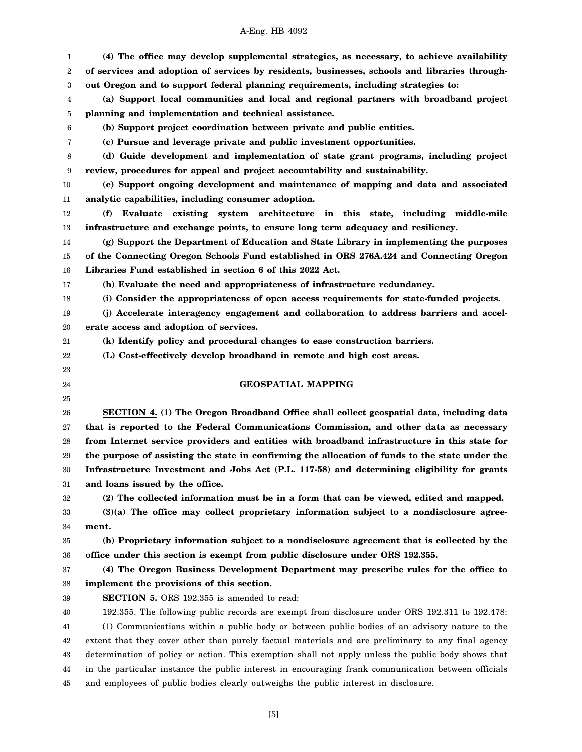**(4) The office may develop supplemental strategies, as necessary, to achieve availability of services and adoption of services by residents, businesses, schools and libraries throughout Oregon and to support federal planning requirements, including strategies to:**

**(a) Support local communities and local and regional partners with broadband project planning and implementation and technical assistance.**

**(b) Support project coordination between private and public entities.**

**(c) Pursue and leverage private and public investment opportunities.**

**(d) Guide development and implementation of state grant programs, including project review, procedures for appeal and project accountability and sustainability.**

**(e) Support ongoing development and maintenance of mapping and data and associated analytic capabilities, including consumer adoption.**

**(f) Evaluate existing system architecture in this state, including middle-mile infrastructure and exchange points, to ensure long term adequacy and resiliency.**

**(g) Support the Department of Education and State Library in implementing the purposes of the Connecting Oregon Schools Fund established in ORS 276A.424 and Connecting Oregon Libraries Fund established in section 6 of this 2022 Act.**

**(h) Evaluate the need and appropriateness of infrastructure redundancy.**

**(i) Consider the appropriateness of open access requirements for state-funded projects.**

**(j) Accelerate interagency engagement and collaboration to address barriers and accelerate access and adoption of services.**

**(k) Identify policy and procedural changes to ease construction barriers.**

**(L) Cost-effectively develop broadband in remote and high cost areas.**

## GEOSPATIAL MAPPING

**SECTION 4. (1) The Oregon Broadband Office shall collect geospatial data, including data that is reported to the Federal Communications Commission, and other data as necessary from Internet service providers and entities with broadband infrastructure in this state for the purpose of assisting the state in confirming the allocation of funds to the state under the Infrastructure Investment and Jobs Act (P.L. 117-58) and determining eligibility for grants and loans issued by the office.**

**(2) The collected information must be in a form that can be viewed, edited and mapped.**

**(3)(a) The office may collect proprietary information subject to a nondisclosure agreement.**

**(b) Proprietary information subject to a nondisclosure agreement that is collected by the office under this section is exempt from public disclosure under ORS 192.355.**

**(4) The Oregon Business Development Department may prescribe rules for the office to implement the provisions of this section.**

**SECTION 5.** ORS 192.355 is amended to read:

192.355. The following public records are exempt from disclosure under ORS 192.311 to 192.478:

(1) Communications within a public body or between public bodies of an advisory nature to the extent that they cover other than purely factual materials and are preliminary to any final agency determination of policy or action. This exemption shall not apply unless the public body shows that in the particular instance the public interest in encouraging frank communication between officials and employees of public bodies clearly outweighs the public interest in disclosure.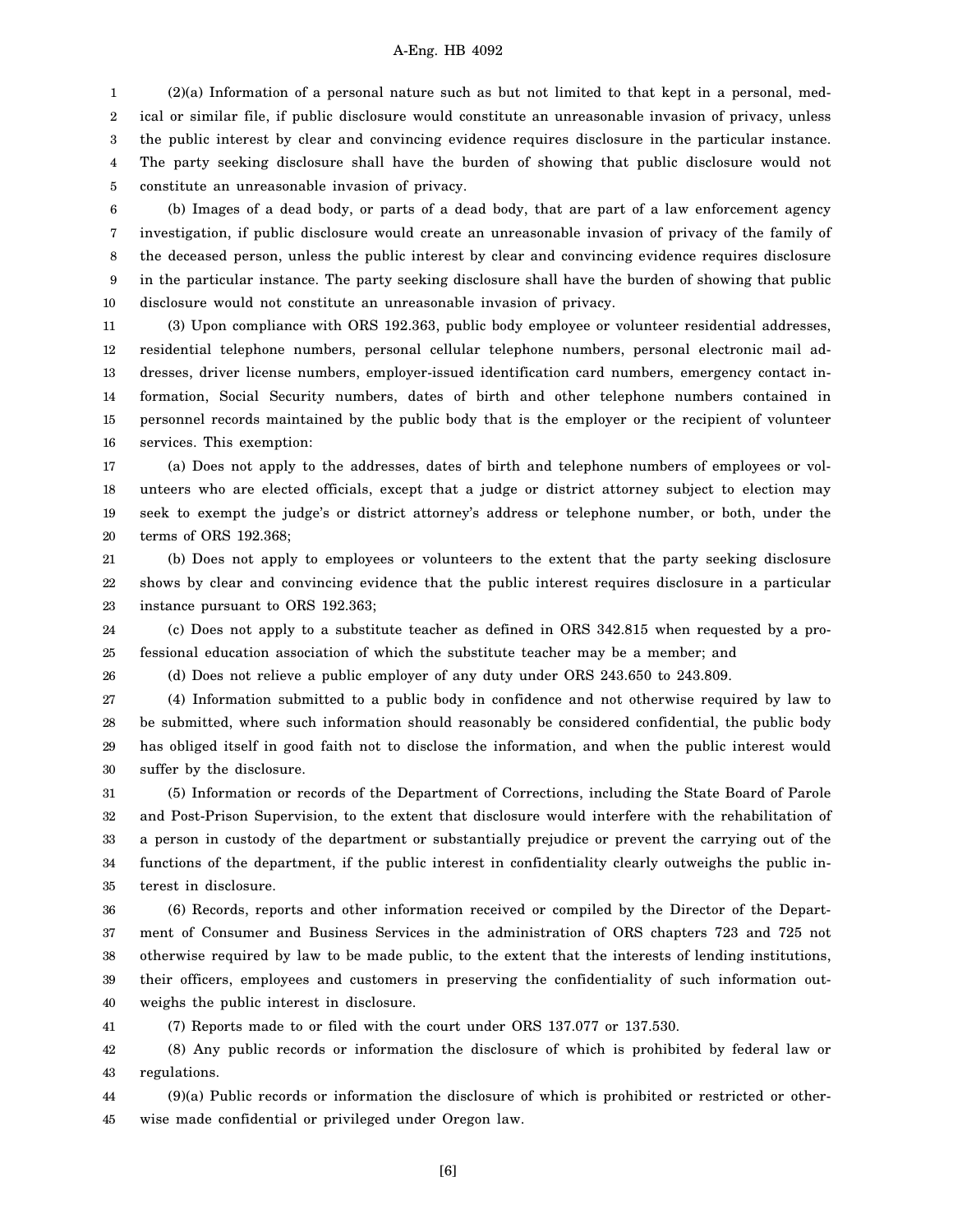(2)(a) Information of a personal nature such as but not limited to that kept in a personal, medical or similar file, if public disclosure would constitute an unreasonable invasion of privacy, unless the public interest by clear and convincing evidence requires disclosure in the particular instance. The party seeking disclosure shall have the burden of showing that public disclosure would not constitute an unreasonable invasion of privacy.

(b) Images of a dead body, or parts of a dead body, that are part of a law enforcement agency investigation, if public disclosure would create an unreasonable invasion of privacy of the family of the deceased person, unless the public interest by clear and convincing evidence requires disclosure in the particular instance. The party seeking disclosure shall have the burden of showing that public disclosure would not constitute an unreasonable invasion of privacy.

(3) Upon compliance with ORS 192.363, public body employee or volunteer residential addresses, residential telephone numbers, personal cellular telephone numbers, personal electronic mail addresses, driver license numbers, employer-issued identification card numbers, emergency contact information, Social Security numbers, dates of birth and other telephone numbers contained in personnel records maintained by the public body that is the employer or the recipient of volunteer services. This exemption:

(a) Does not apply to the addresses, dates of birth and telephone numbers of employees or volunteers who are elected officials, except that a judge or district attorney subject to election may seek to exempt the judge's or district attorney's address or telephone number, or both, under the terms of ORS 192.368;

(b) Does not apply to employees or volunteers to the extent that the party seeking disclosure shows by clear and convincing evidence that the public interest requires disclosure in a particular instance pursuant to ORS 192.363;

(c) Does not apply to a substitute teacher as defined in ORS 342.815 when requested by a professional education association of which the substitute teacher may be a member; and

(d) Does not relieve a public employer of any duty under ORS 243.650 to 243.809.

(4) Information submitted to a public body in confidence and not otherwise required by law to be submitted, where such information should reasonably be considered confidential, the public body has obliged itself in good faith not to disclose the information, and when the public interest would suffer by the disclosure.

(5) Information or records of the Department of Corrections, including the State Board of Parole and Post-Prison Supervision, to the extent that disclosure would interfere with the rehabilitation of a person in custody of the department or substantially prejudice or prevent the carrying out of the functions of the department, if the public interest in confidentiality clearly outweighs the public interest in disclosure.

(6) Records, reports and other information received or compiled by the Director of the Department of Consumer and Business Services in the administration of ORS chapters 723 and 725 not otherwise required by law to be made public, to the extent that the interests of lending institutions, their officers, employees and customers in preserving the confidentiality of such information outweighs the public interest in disclosure.

(7) Reports made to or filed with the court under ORS 137.077 or 137.530.

(8) Any public records or information the disclosure of which is prohibited by federal law or regulations.

(9)(a) Public records or information the disclosure of which is prohibited or restricted or otherwise made confidential or privileged under Oregon law.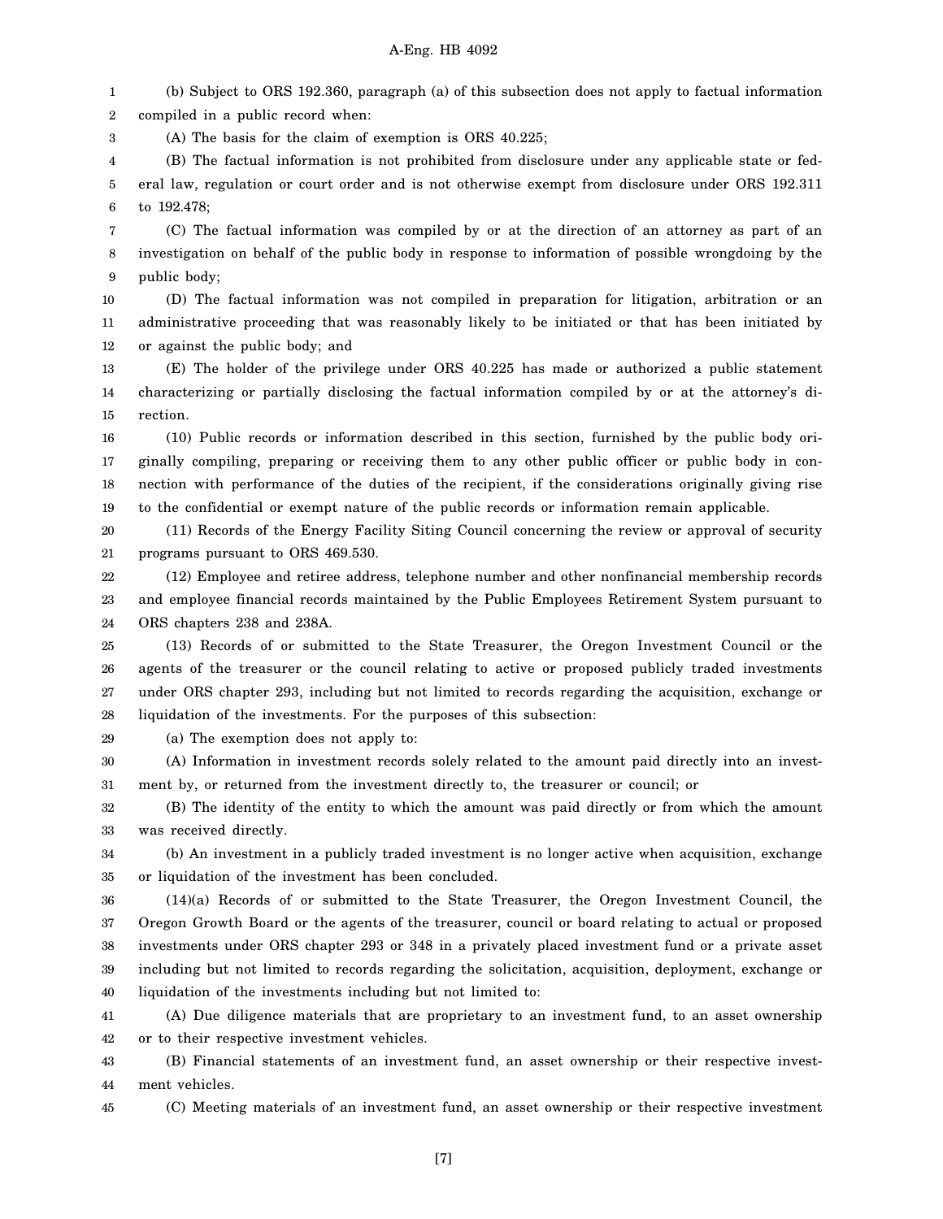(b) Subject to ORS 192.360, paragraph (a) of this subsection does not apply to factual information compiled in a public record when:

(A) The basis for the claim of exemption is ORS 40.225;

(B) The factual information is not prohibited from disclosure under any applicable state or federal law, regulation or court order and is not otherwise exempt from disclosure under ORS 192.311 to 192.478;

(C) The factual information was compiled by or at the direction of an attorney as part of an investigation on behalf of the public body in response to information of possible wrongdoing by the public body;

(D) The factual information was not compiled in preparation for litigation, arbitration or an administrative proceeding that was reasonably likely to be initiated or that has been initiated by or against the public body; and

(E) The holder of the privilege under ORS 40.225 has made or authorized a public statement characterizing or partially disclosing the factual information compiled by or at the attorney's direction.

(10) Public records or information described in this section, furnished by the public body originally compiling, preparing or receiving them to any other public officer or public body in connection with performance of the duties of the recipient, if the considerations originally giving rise to the confidential or exempt nature of the public records or information remain applicable.

(11) Records of the Energy Facility Siting Council concerning the review or approval of security programs pursuant to ORS 469.530.

(12) Employee and retiree address, telephone number and other nonfinancial membership records and employee financial records maintained by the Public Employees Retirement System pursuant to ORS chapters 238 and 238A.

(13) Records of or submitted to the State Treasurer, the Oregon Investment Council or the agents of the treasurer or the council relating to active or proposed publicly traded investments under ORS chapter 293, including but not limited to records regarding the acquisition, exchange or liquidation of the investments. For the purposes of this subsection:

(a) The exemption does not apply to:

(A) Information in investment records solely related to the amount paid directly into an investment by, or returned from the investment directly to, the treasurer or council; or

(B) The identity of the entity to which the amount was paid directly or from which the amount was received directly.

(b) An investment in a publicly traded investment is no longer active when acquisition, exchange or liquidation of the investment has been concluded.

(14)(a) Records of or submitted to the State Treasurer, the Oregon Investment Council, the Oregon Growth Board or the agents of the treasurer, council or board relating to actual or proposed investments under ORS chapter 293 or 348 in a privately placed investment fund or a private asset including but not limited to records regarding the solicitation, acquisition, deployment, exchange or liquidation of the investments including but not limited to:

(A) Due diligence materials that are proprietary to an investment fund, to an asset ownership or to their respective investment vehicles.

(B) Financial statements of an investment fund, an asset ownership or their respective investment vehicles.

(C) Meeting materials of an investment fund, an asset ownership or their respective investment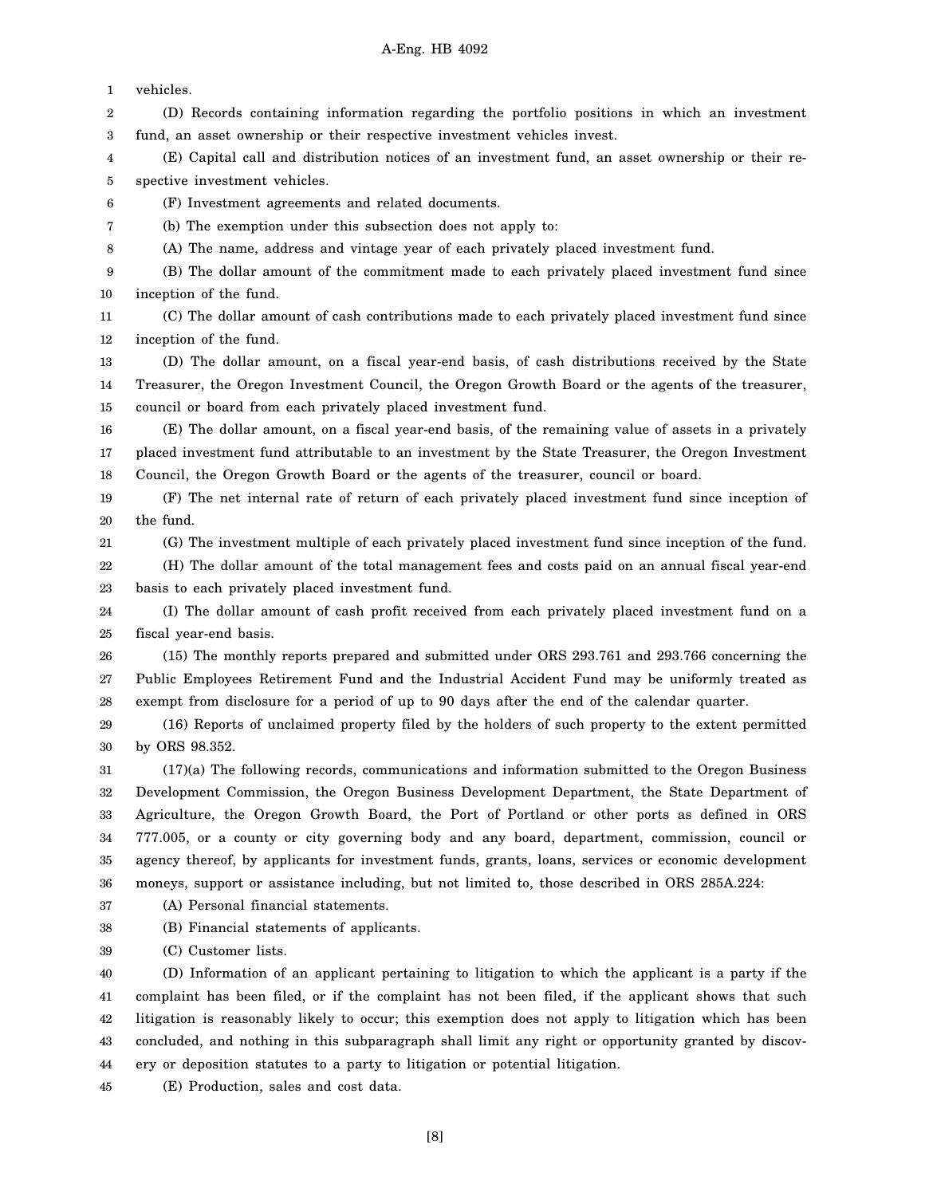vehicles.

(D) Records containing information regarding the portfolio positions in which an investment fund, an asset ownership or their respective investment vehicles invest.

(E) Capital call and distribution notices of an investment fund, an asset ownership or their respective investment vehicles.

(F) Investment agreements and related documents.

(b) The exemption under this subsection does not apply to:

(A) The name, address and vintage year of each privately placed investment fund.

(B) The dollar amount of the commitment made to each privately placed investment fund since inception of the fund.

(C) The dollar amount of cash contributions made to each privately placed investment fund since inception of the fund.

(D) The dollar amount, on a fiscal year-end basis, of cash distributions received by the State Treasurer, the Oregon Investment Council, the Oregon Growth Board or the agents of the treasurer, council or board from each privately placed investment fund.

(E) The dollar amount, on a fiscal year-end basis, of the remaining value of assets in a privately placed investment fund attributable to an investment by the State Treasurer, the Oregon Investment Council, the Oregon Growth Board or the agents of the treasurer, council or board.

(F) The net internal rate of return of each privately placed investment fund since inception of the fund.

(G) The investment multiple of each privately placed investment fund since inception of the fund.

(H) The dollar amount of the total management fees and costs paid on an annual fiscal year-end basis to each privately placed investment fund.

(I) The dollar amount of cash profit received from each privately placed investment fund on a fiscal year-end basis.

(15) The monthly reports prepared and submitted under ORS 293.761 and 293.766 concerning the Public Employees Retirement Fund and the Industrial Accident Fund may be uniformly treated as exempt from disclosure for a period of up to 90 days after the end of the calendar quarter.

(16) Reports of unclaimed property filed by the holders of such property to the extent permitted by ORS 98.352.

(17)(a) The following records, communications and information submitted to the Oregon Business Development Commission, the Oregon Business Development Department, the State Department of Agriculture, the Oregon Growth Board, the Port of Portland or other ports as defined in ORS 777.005, or a county or city governing body and any board, department, commission, council or agency thereof, by applicants for investment funds, grants, loans, services or economic development moneys, support or assistance including, but not limited to, those described in ORS 285A.224:

(A) Personal financial statements.

(B) Financial statements of applicants.

(C) Customer lists.

(D) Information of an applicant pertaining to litigation to which the applicant is a party if the complaint has been filed, or if the complaint has not been filed, if the applicant shows that such litigation is reasonably likely to occur; this exemption does not apply to litigation which has been concluded, and nothing in this subparagraph shall limit any right or opportunity granted by discovery or deposition statutes to a party to litigation or potential litigation.

(E) Production, sales and cost data.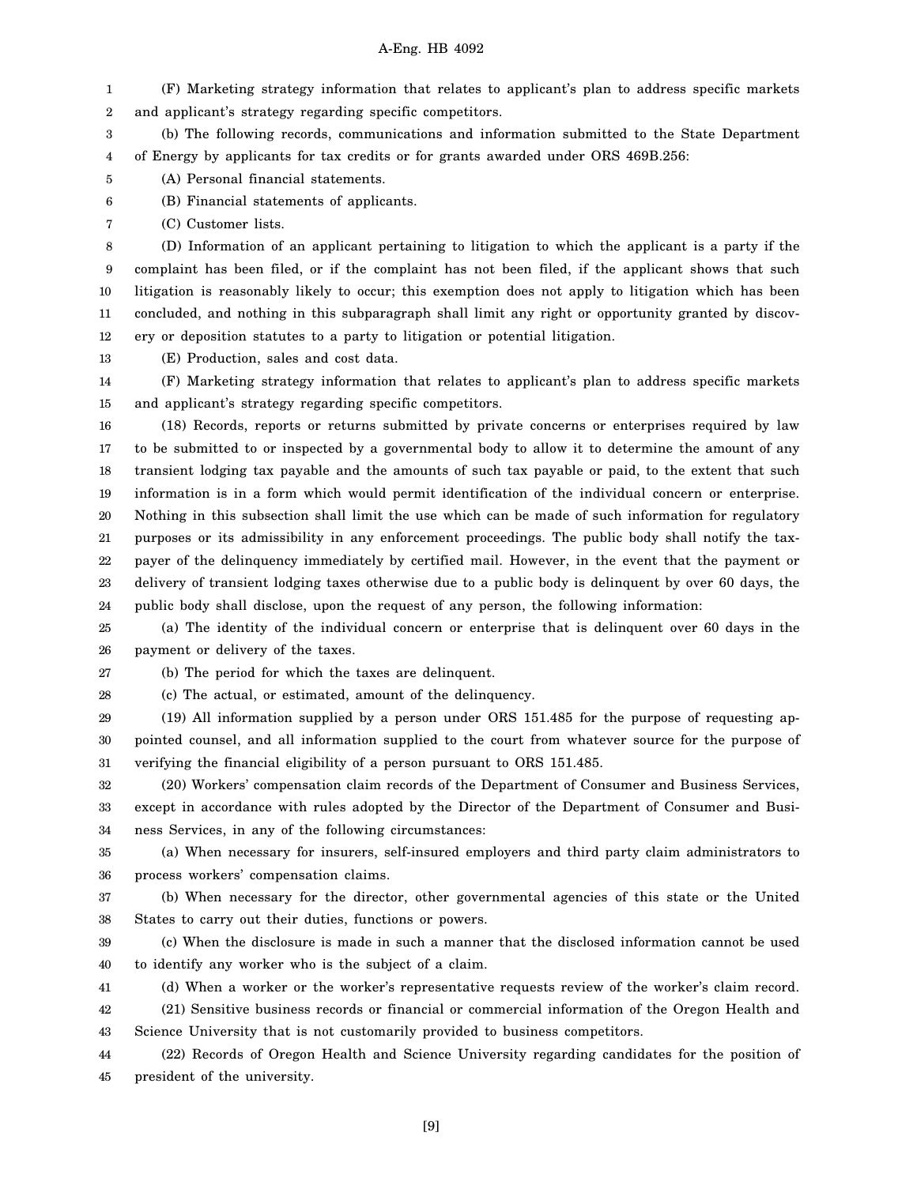(F) Marketing strategy information that relates to applicant's plan to address specific markets and applicant's strategy regarding specific competitors.

(b) The following records, communications and information submitted to the State Department of Energy by applicants for tax credits or for grants awarded under ORS 469B.256:

(A) Personal financial statements.

(B) Financial statements of applicants.

(C) Customer lists.

(D) Information of an applicant pertaining to litigation to which the applicant is a party if the complaint has been filed, or if the complaint has not been filed, if the applicant shows that such litigation is reasonably likely to occur; this exemption does not apply to litigation which has been concluded, and nothing in this subparagraph shall limit any right or opportunity granted by discovery or deposition statutes to a party to litigation or potential litigation.

(E) Production, sales and cost data.

(F) Marketing strategy information that relates to applicant's plan to address specific markets and applicant's strategy regarding specific competitors.

(18) Records, reports or returns submitted by private concerns or enterprises required by law to be submitted to or inspected by a governmental body to allow it to determine the amount of any transient lodging tax payable and the amounts of such tax payable or paid, to the extent that such information is in a form which would permit identification of the individual concern or enterprise. Nothing in this subsection shall limit the use which can be made of such information for regulatory purposes or its admissibility in any enforcement proceedings. The public body shall notify the taxpayer of the delinquency immediately by certified mail. However, in the event that the payment or delivery of transient lodging taxes otherwise due to a public body is delinquent by over 60 days, the public body shall disclose, upon the request of any person, the following information:

(a) The identity of the individual concern or enterprise that is delinquent over 60 days in the payment or delivery of the taxes.

(b) The period for which the taxes are delinquent.

(c) The actual, or estimated, amount of the delinquency.

(19) All information supplied by a person under ORS 151.485 for the purpose of requesting appointed counsel, and all information supplied to the court from whatever source for the purpose of verifying the financial eligibility of a person pursuant to ORS 151.485.

(20) Workers' compensation claim records of the Department of Consumer and Business Services, except in accordance with rules adopted by the Director of the Department of Consumer and Business Services, in any of the following circumstances:

(a) When necessary for insurers, self-insured employers and third party claim administrators to process workers' compensation claims.

(b) When necessary for the director, other governmental agencies of this state or the United States to carry out their duties, functions or powers.

(c) When the disclosure is made in such a manner that the disclosed information cannot be used to identify any worker who is the subject of a claim.

(d) When a worker or the worker's representative requests review of the worker's claim record.

(21) Sensitive business records or financial or commercial information of the Oregon Health and Science University that is not customarily provided to business competitors.

(22) Records of Oregon Health and Science University regarding candidates for the position of president of the university.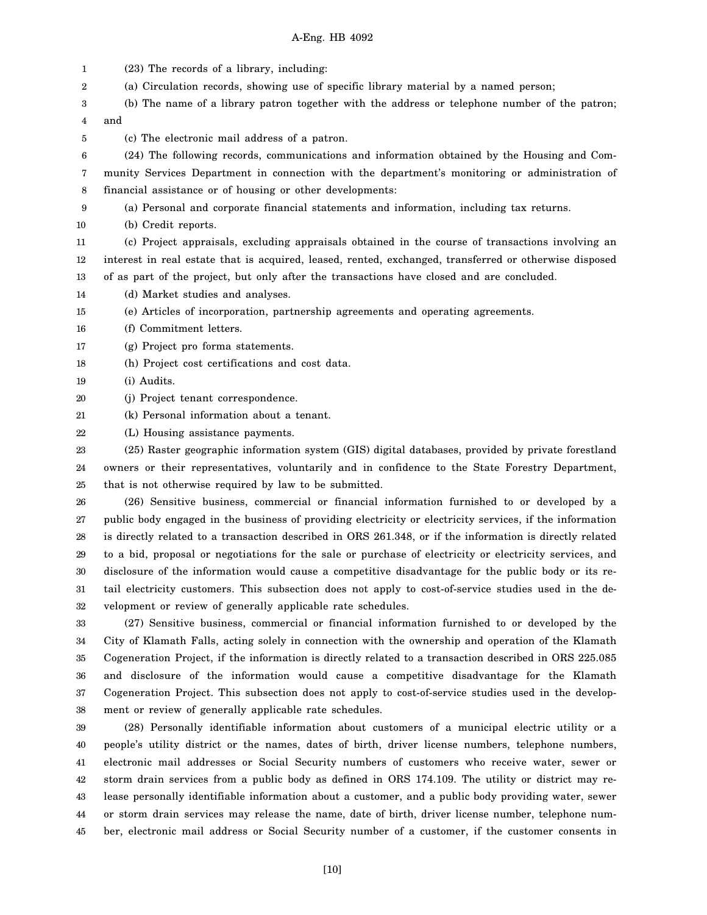(23) The records of a library, including:

(a) Circulation records, showing use of specific library material by a named person;

(b) The name of a library patron together with the address or telephone number of the patron; and

(c) The electronic mail address of a patron.

(24) The following records, communications and information obtained by the Housing and Community Services Department in connection with the department's monitoring or administration of financial assistance or of housing or other developments:

(a) Personal and corporate financial statements and information, including tax returns.

(b) Credit reports.

(c) Project appraisals, excluding appraisals obtained in the course of transactions involving an interest in real estate that is acquired, leased, rented, exchanged, transferred or otherwise disposed of as part of the project, but only after the transactions have closed and are concluded.

(d) Market studies and analyses.

(e) Articles of incorporation, partnership agreements and operating agreements.

(f) Commitment letters.

(g) Project pro forma statements.

(h) Project cost certifications and cost data.

(i) Audits.

(j) Project tenant correspondence.

(k) Personal information about a tenant.

(L) Housing assistance payments.

(25) Raster geographic information system (GIS) digital databases, provided by private forestland owners or their representatives, voluntarily and in confidence to the State Forestry Department, that is not otherwise required by law to be submitted.

(26) Sensitive business, commercial or financial information furnished to or developed by a public body engaged in the business of providing electricity or electricity services, if the information is directly related to a transaction described in ORS 261.348, or if the information is directly related to a bid, proposal or negotiations for the sale or purchase of electricity or electricity services, and disclosure of the information would cause a competitive disadvantage for the public body or its retail electricity customers. This subsection does not apply to cost-of-service studies used in the development or review of generally applicable rate schedules.

(27) Sensitive business, commercial or financial information furnished to or developed by the City of Klamath Falls, acting solely in connection with the ownership and operation of the Klamath Cogeneration Project, if the information is directly related to a transaction described in ORS 225.085 and disclosure of the information would cause a competitive disadvantage for the Klamath Cogeneration Project. This subsection does not apply to cost-of-service studies used in the development or review of generally applicable rate schedules.

(28) Personally identifiable information about customers of a municipal electric utility or a people's utility district or the names, dates of birth, driver license numbers, telephone numbers, electronic mail addresses or Social Security numbers of customers who receive water, sewer or storm drain services from a public body as defined in ORS 174.109. The utility or district may release personally identifiable information about a customer, and a public body providing water, sewer or storm drain services may release the name, date of birth, driver license number, telephone number, electronic mail address or Social Security number of a customer, if the customer consents in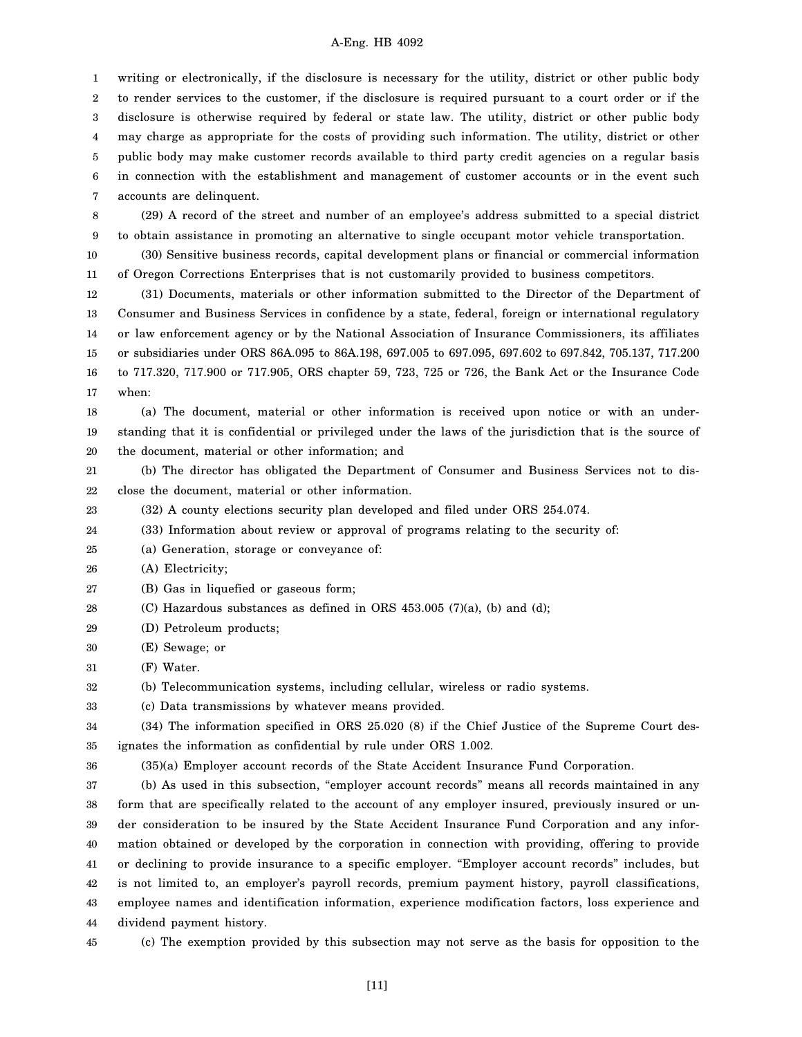writing or electronically, if the disclosure is necessary for the utility, district or other public body to render services to the customer, if the disclosure is required pursuant to a court order or if the disclosure is otherwise required by federal or state law. The utility, district or other public body may charge as appropriate for the costs of providing such information. The utility, district or other public body may make customer records available to third party credit agencies on a regular basis in connection with the establishment and management of customer accounts or in the event such accounts are delinquent.

(29) A record of the street and number of an employee's address submitted to a special district to obtain assistance in promoting an alternative to single occupant motor vehicle transportation.

(30) Sensitive business records, capital development plans or financial or commercial information of Oregon Corrections Enterprises that is not customarily provided to business competitors.

(31) Documents, materials or other information submitted to the Director of the Department of Consumer and Business Services in confidence by a state, federal, foreign or international regulatory or law enforcement agency or by the National Association of Insurance Commissioners, its affiliates or subsidiaries under ORS 86A.095 to 86A.198, 697.005 to 697.095, 697.602 to 697.842, 705.137, 717.200 to 717.320, 717.900 or 717.905, ORS chapter 59, 723, 725 or 726, the Bank Act or the Insurance Code when:

(a) The document, material or other information is received upon notice or with an understanding that it is confidential or privileged under the laws of the jurisdiction that is the source of the document, material or other information; and

(b) The director has obligated the Department of Consumer and Business Services not to disclose the document, material or other information.

(32) A county elections security plan developed and filed under ORS 254.074.

(33) Information about review or approval of programs relating to the security of:

(a) Generation, storage or conveyance of:

(A) Electricity;

(B) Gas in liquefied or gaseous form;

(C) Hazardous substances as defined in ORS 453.005 (7)(a), (b) and (d);

(D) Petroleum products;

(E) Sewage; or

(F) Water.

(b) Telecommunication systems, including cellular, wireless or radio systems.

(c) Data transmissions by whatever means provided.

(34) The information specified in ORS 25.020 (8) if the Chief Justice of the Supreme Court designates the information as confidential by rule under ORS 1.002.

(35)(a) Employer account records of the State Accident Insurance Fund Corporation.

(b) As used in this subsection, "employer account records" means all records maintained in any form that are specifically related to the account of any employer insured, previously insured or under consideration to be insured by the State Accident Insurance Fund Corporation and any information obtained or developed by the corporation in connection with providing, offering to provide or declining to provide insurance to a specific employer. "Employer account records" includes, but is not limited to, an employer's payroll records, premium payment history, payroll classifications, employee names and identification information, experience modification factors, loss experience and dividend payment history.

(c) The exemption provided by this subsection may not serve as the basis for opposition to the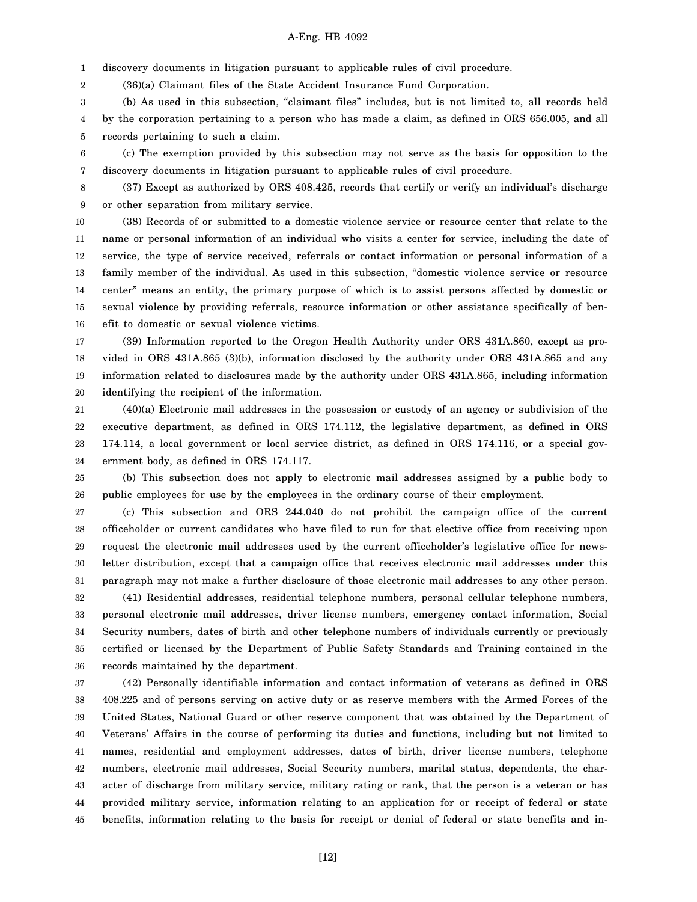discovery documents in litigation pursuant to applicable rules of civil procedure.

(36)(a) Claimant files of the State Accident Insurance Fund Corporation.

(b) As used in this subsection, "claimant files" includes, but is not limited to, all records held by the corporation pertaining to a person who has made a claim, as defined in ORS 656.005, and all records pertaining to such a claim.

(c) The exemption provided by this subsection may not serve as the basis for opposition to the discovery documents in litigation pursuant to applicable rules of civil procedure.

(37) Except as authorized by ORS 408.425, records that certify or verify an individual's discharge or other separation from military service.

(38) Records of or submitted to a domestic violence service or resource center that relate to the name or personal information of an individual who visits a center for service, including the date of service, the type of service received, referrals or contact information or personal information of a family member of the individual. As used in this subsection, "domestic violence service or resource center" means an entity, the primary purpose of which is to assist persons affected by domestic or sexual violence by providing referrals, resource information or other assistance specifically of benefit to domestic or sexual violence victims.

(39) Information reported to the Oregon Health Authority under ORS 431A.860, except as provided in ORS 431A.865 (3)(b), information disclosed by the authority under ORS 431A.865 and any information related to disclosures made by the authority under ORS 431A.865, including information identifying the recipient of the information.

(40)(a) Electronic mail addresses in the possession or custody of an agency or subdivision of the executive department, as defined in ORS 174.112, the legislative department, as defined in ORS 174.114, a local government or local service district, as defined in ORS 174.116, or a special government body, as defined in ORS 174.117.

(b) This subsection does not apply to electronic mail addresses assigned by a public body to public employees for use by the employees in the ordinary course of their employment.

(c) This subsection and ORS 244.040 do not prohibit the campaign office of the current officeholder or current candidates who have filed to run for that elective office from receiving upon request the electronic mail addresses used by the current officeholder's legislative office for newsletter distribution, except that a campaign office that receives electronic mail addresses under this paragraph may not make a further disclosure of those electronic mail addresses to any other person.

(41) Residential addresses, residential telephone numbers, personal cellular telephone numbers, personal electronic mail addresses, driver license numbers, emergency contact information, Social Security numbers, dates of birth and other telephone numbers of individuals currently or previously certified or licensed by the Department of Public Safety Standards and Training contained in the records maintained by the department.

(42) Personally identifiable information and contact information of veterans as defined in ORS 408.225 and of persons serving on active duty or as reserve members with the Armed Forces of the United States, National Guard or other reserve component that was obtained by the Department of Veterans' Affairs in the course of performing its duties and functions, including but not limited to names, residential and employment addresses, dates of birth, driver license numbers, telephone numbers, electronic mail addresses, Social Security numbers, marital status, dependents, the character of discharge from military service, military rating or rank, that the person is a veteran or has provided military service, information relating to an application for or receipt of federal or state benefits, information relating to the basis for receipt or denial of federal or state benefits and in-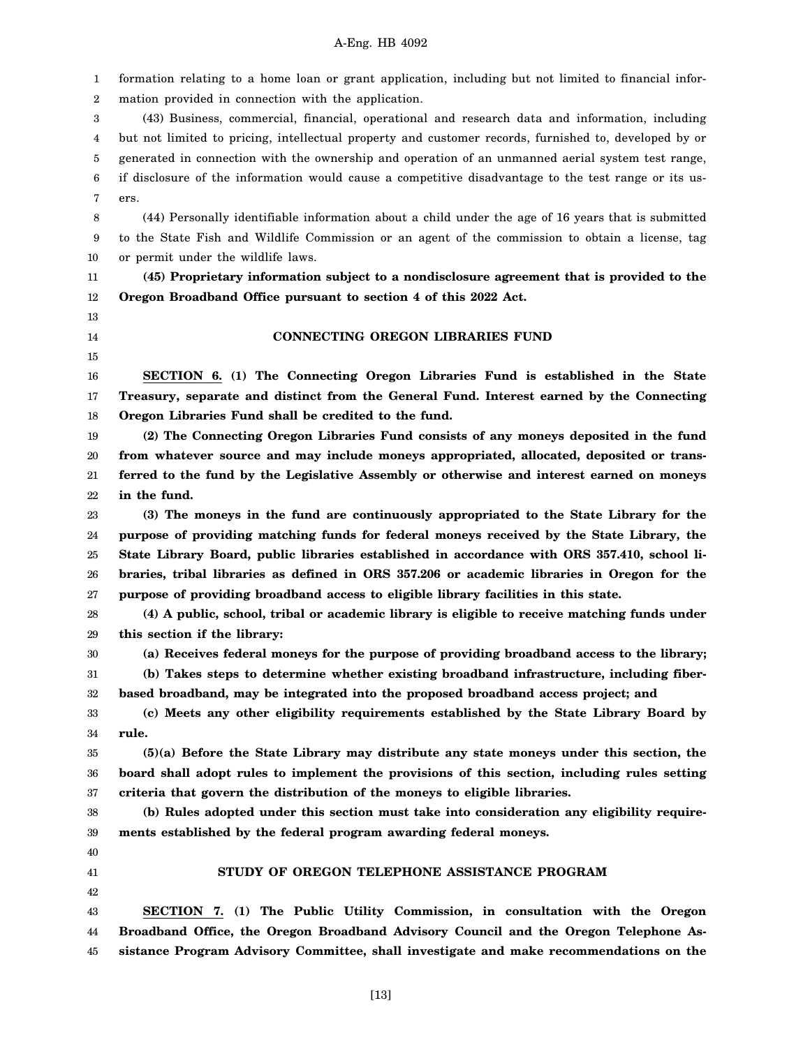formation relating to a home loan or grant application, including but not limited to financial information provided in connection with the application.

(43) Business, commercial, financial, operational and research data and information, including but not limited to pricing, intellectual property and customer records, furnished to, developed by or generated in connection with the ownership and operation of an unmanned aerial system test range, if disclosure of the information would cause a competitive disadvantage to the test range or its users.

(44) Personally identifiable information about a child under the age of 16 years that is submitted to the State Fish and Wildlife Commission or an agent of the commission to obtain a license, tag or permit under the wildlife laws.

**(45) Proprietary information subject to a nondisclosure agreement that is provided to the Oregon Broadband Office pursuant to section 4 of this 2022 Act.**

## CONNECTING OREGON LIBRARIES FUND

**SECTION 6. (1) The Connecting Oregon Libraries Fund is established in the State Treasury, separate and distinct from the General Fund. Interest earned by the Connecting Oregon Libraries Fund shall be credited to the fund.**

**(2) The Connecting Oregon Libraries Fund consists of any moneys deposited in the fund from whatever source and may include moneys appropriated, allocated, deposited or transferred to the fund by the Legislative Assembly or otherwise and interest earned on moneys in the fund.**

**(3) The moneys in the fund are continuously appropriated to the State Library for the purpose of providing matching funds for federal moneys received by the State Library, the State Library Board, public libraries established in accordance with ORS 357.410, school libraries, tribal libraries as defined in ORS 357.206 or academic libraries in Oregon for the purpose of providing broadband access to eligible library facilities in this state.**

**(4) A public, school, tribal or academic library is eligible to receive matching funds under this section if the library:**

**(a) Receives federal moneys for the purpose of providing broadband access to the library;**

**(b) Takes steps to determine whether existing broadband infrastructure, including fiber-based broadband, may be integrated into the proposed broadband access project; and**

**(c) Meets any other eligibility requirements established by the State Library Board by rule.**

**(5)(a) Before the State Library may distribute any state moneys under this section, the board shall adopt rules to implement the provisions of this section, including rules setting criteria that govern the distribution of the moneys to eligible libraries.**

**(b) Rules adopted under this section must take into consideration any eligibility requirements established by the federal program awarding federal moneys.**

## STUDY OF OREGON TELEPHONE ASSISTANCE PROGRAM

**SECTION 7. (1) The Public Utility Commission, in consultation with the Oregon Broadband Office, the Oregon Broadband Advisory Council and the Oregon Telephone Assistance Program Advisory Committee, shall investigate and make recommendations on the**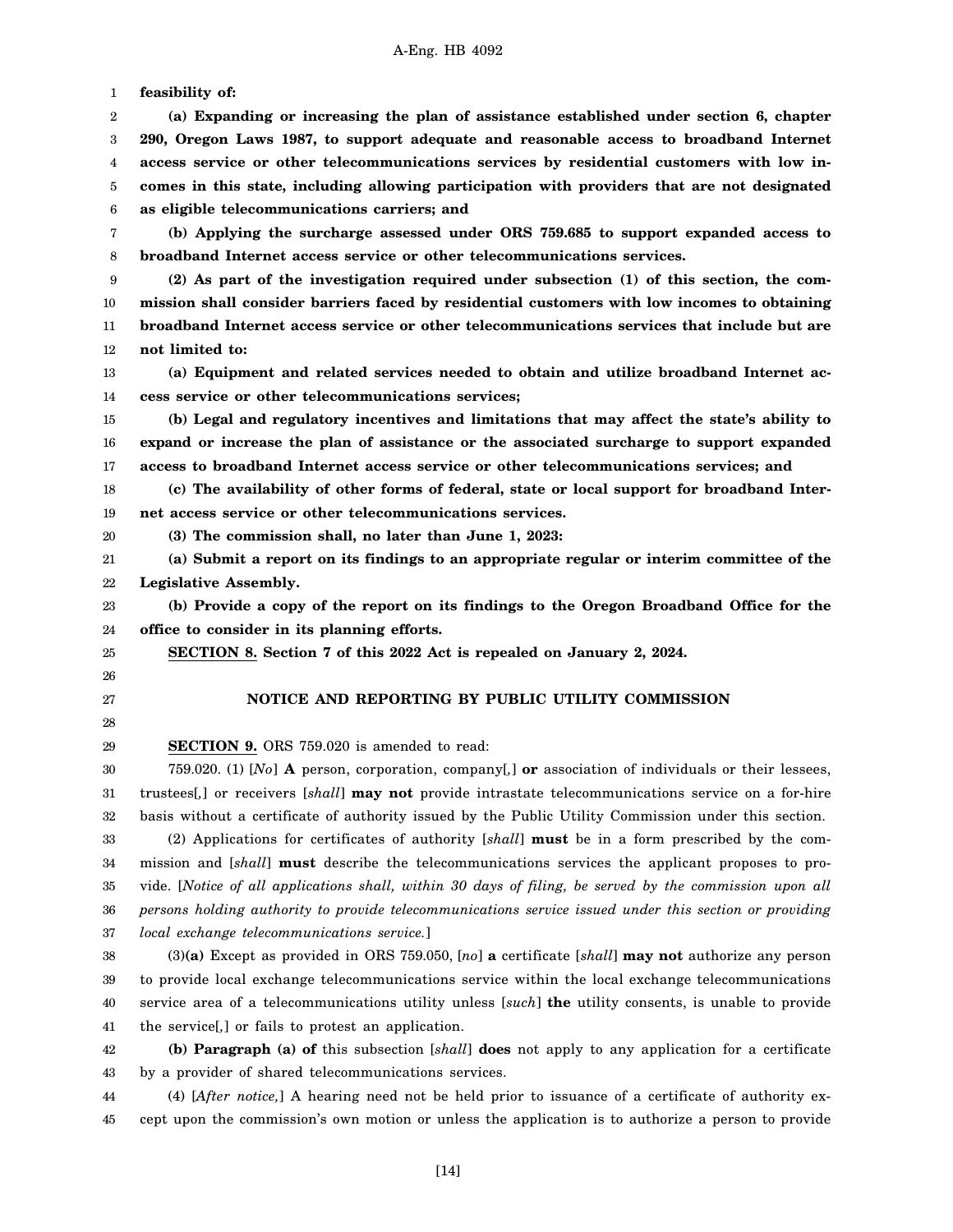**feasibility of:**

**(a) Expanding or increasing the plan of assistance established under section 6, chapter 290, Oregon Laws 1987, to support adequate and reasonable access to broadband Internet access service or other telecommunications services by residential customers with low incomes in this state, including allowing participation with providers that are not designated as eligible telecommunications carriers; and**

**(b) Applying the surcharge assessed under ORS 759.685 to support expanded access to broadband Internet access service or other telecommunications services.**

**(2) As part of the investigation required under subsection (1) of this section, the commission shall consider barriers faced by residential customers with low incomes to obtaining broadband Internet access service or other telecommunications services that include but are not limited to:**

**(a) Equipment and related services needed to obtain and utilize broadband Internet access service or other telecommunications services;**

**(b) Legal and regulatory incentives and limitations that may affect the state's ability to expand or increase the plan of assistance or the associated surcharge to support expanded access to broadband Internet access service or other telecommunications services; and**

**(c) The availability of other forms of federal, state or local support for broadband Internet access service or other telecommunications services.**

**(3) The commission shall, no later than June 1, 2023:**

**(a) Submit a report on its findings to an appropriate regular or interim committee of the Legislative Assembly.**

**(b) Provide a copy of the report on its findings to the Oregon Broadband Office for the office to consider in its planning efforts.**

**SECTION 8. Section 7 of this 2022 Act is repealed on January 2, 2024.**

## NOTICE AND REPORTING BY PUBLIC UTILITY COMMISSION

**SECTION 9.** ORS 759.020 is amended to read:

759.020. (1) [*No*] **A** person, corporation, company[,] **or** association of individuals or their lessees, trustees[,] or receivers [*shall*] **may not** provide intrastate telecommunications service on a for-hire basis without a certificate of authority issued by the Public Utility Commission under this section.

(2) Applications for certificates of authority [*shall*] **must** be in a form prescribed by the commission and [*shall*] **must** describe the telecommunications services the applicant proposes to provide. [*Notice of all applications shall, within 30 days of filing, be served by the commission upon all persons holding authority to provide telecommunications service issued under this section or providing local exchange telecommunications service.*]

(3)**(a)** Except as provided in ORS 759.050, [*no*] **a** certificate [*shall*] **may not** authorize any person to provide local exchange telecommunications service within the local exchange telecommunications service area of a telecommunications utility unless [*such*] **the** utility consents, is unable to provide the service[,] or fails to protest an application.

**(b) Paragraph (a) of** this subsection [*shall*] **does** not apply to any application for a certificate by a provider of shared telecommunications services.

(4) [*After notice,*] A hearing need not be held prior to issuance of a certificate of authority except upon the commission's own motion or unless the application is to authorize a person to provide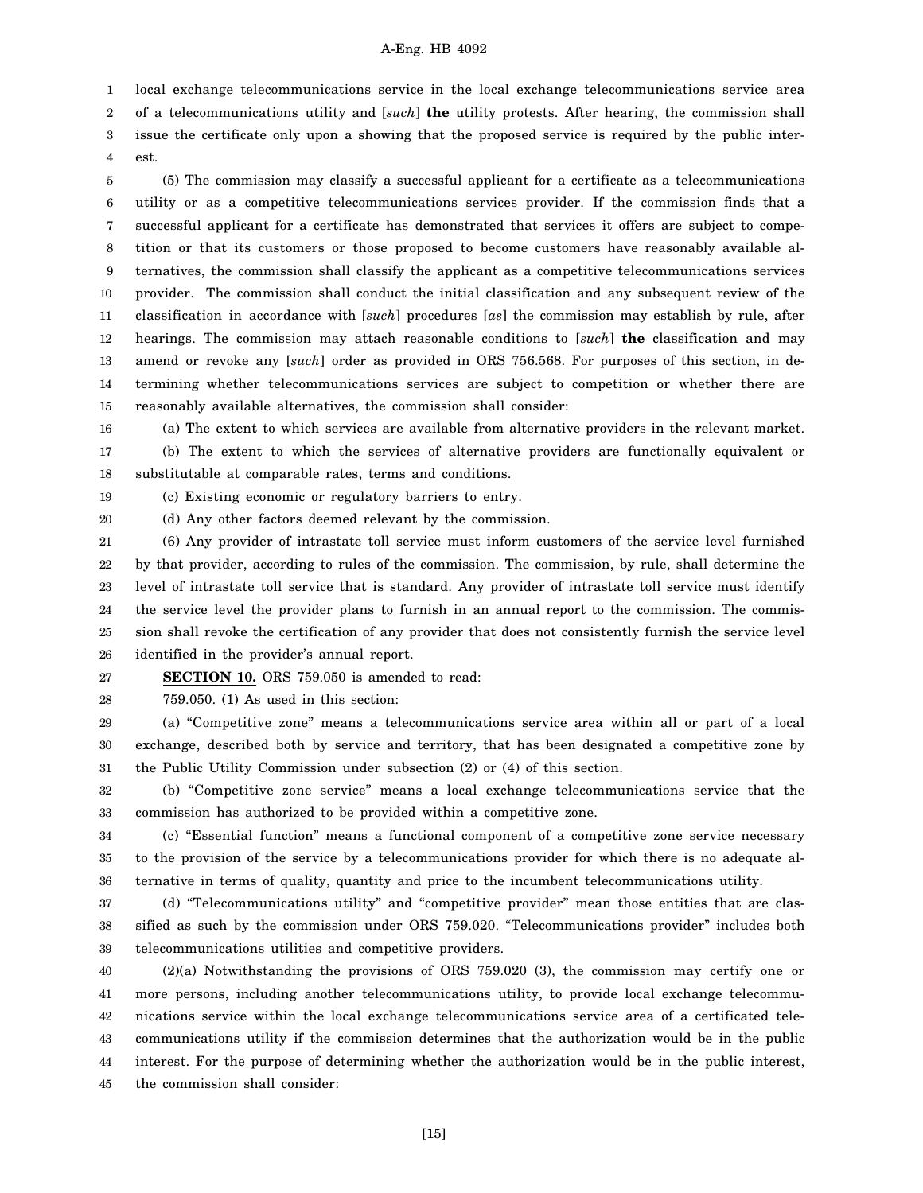local exchange telecommunications service in the local exchange telecommunications service area of a telecommunications utility and [*such*] **the** utility protests. After hearing, the commission shall issue the certificate only upon a showing that the proposed service is required by the public interest.

(5) The commission may classify a successful applicant for a certificate as a telecommunications utility or as a competitive telecommunications services provider. If the commission finds that a successful applicant for a certificate has demonstrated that services it offers are subject to competition or that its customers or those proposed to become customers have reasonably available alternatives, the commission shall classify the applicant as a competitive telecommunications services provider. The commission shall conduct the initial classification and any subsequent review of the classification in accordance with [*such*] procedures [*as*] the commission may establish by rule, after hearings. The commission may attach reasonable conditions to [*such*] **the** classification and may amend or revoke any [*such*] order as provided in ORS 756.568. For purposes of this section, in determining whether telecommunications services are subject to competition or whether there are reasonably available alternatives, the commission shall consider:

(a) The extent to which services are available from alternative providers in the relevant market.

(b) The extent to which the services of alternative providers are functionally equivalent or substitutable at comparable rates, terms and conditions.

(c) Existing economic or regulatory barriers to entry.

(d) Any other factors deemed relevant by the commission.

(6) Any provider of intrastate toll service must inform customers of the service level furnished by that provider, according to rules of the commission. The commission, by rule, shall determine the level of intrastate toll service that is standard. Any provider of intrastate toll service must identify the service level the provider plans to furnish in an annual report to the commission. The commission shall revoke the certification of any provider that does not consistently furnish the service level identified in the provider's annual report.

**SECTION 10.** ORS 759.050 is amended to read:

759.050. (1) As used in this section:

(a) "Competitive zone" means a telecommunications service area within all or part of a local exchange, described both by service and territory, that has been designated a competitive zone by the Public Utility Commission under subsection (2) or (4) of this section.

(b) "Competitive zone service" means a local exchange telecommunications service that the commission has authorized to be provided within a competitive zone.

(c) "Essential function" means a functional component of a competitive zone service necessary to the provision of the service by a telecommunications provider for which there is no adequate alternative in terms of quality, quantity and price to the incumbent telecommunications utility.

(d) "Telecommunications utility" and "competitive provider" mean those entities that are classified as such by the commission under ORS 759.020. "Telecommunications provider" includes both telecommunications utilities and competitive providers.

(2)(a) Notwithstanding the provisions of ORS 759.020 (3), the commission may certify one or more persons, including another telecommunications utility, to provide local exchange telecommunications service within the local exchange telecommunications service area of a certificated telecommunications utility if the commission determines that the authorization would be in the public interest. For the purpose of determining whether the authorization would be in the public interest, the commission shall consider: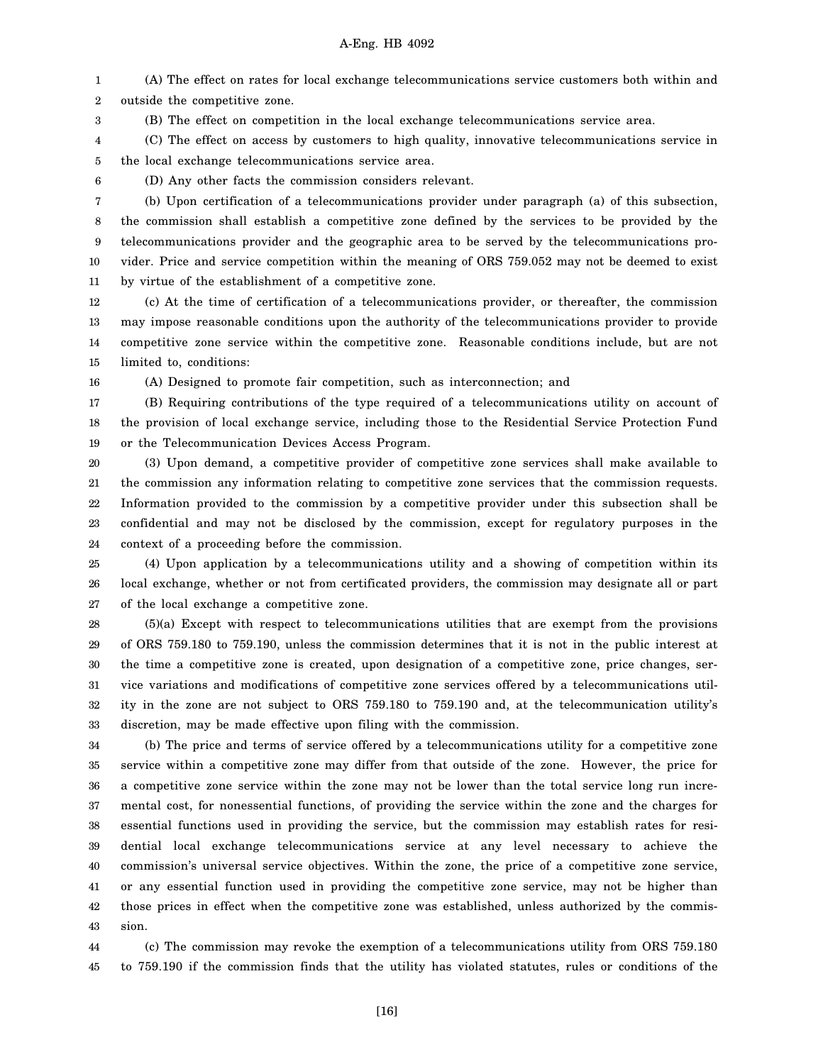(A) The effect on rates for local exchange telecommunications service customers both within and outside the competitive zone.

(B) The effect on competition in the local exchange telecommunications service area.

(C) The effect on access by customers to high quality, innovative telecommunications service in the local exchange telecommunications service area.

(D) Any other facts the commission considers relevant.

(b) Upon certification of a telecommunications provider under paragraph (a) of this subsection, the commission shall establish a competitive zone defined by the services to be provided by the telecommunications provider and the geographic area to be served by the telecommunications provider. Price and service competition within the meaning of ORS 759.052 may not be deemed to exist by virtue of the establishment of a competitive zone.

(c) At the time of certification of a telecommunications provider, or thereafter, the commission may impose reasonable conditions upon the authority of the telecommunications provider to provide competitive zone service within the competitive zone. Reasonable conditions include, but are not limited to, conditions:

(A) Designed to promote fair competition, such as interconnection; and

(B) Requiring contributions of the type required of a telecommunications utility on account of the provision of local exchange service, including those to the Residential Service Protection Fund or the Telecommunication Devices Access Program.

(3) Upon demand, a competitive provider of competitive zone services shall make available to the commission any information relating to competitive zone services that the commission requests. Information provided to the commission by a competitive provider under this subsection shall be confidential and may not be disclosed by the commission, except for regulatory purposes in the context of a proceeding before the commission.

(4) Upon application by a telecommunications utility and a showing of competition within its local exchange, whether or not from certificated providers, the commission may designate all or part of the local exchange a competitive zone.

(5)(a) Except with respect to telecommunications utilities that are exempt from the provisions of ORS 759.180 to 759.190, unless the commission determines that it is not in the public interest at the time a competitive zone is created, upon designation of a competitive zone, price changes, service variations and modifications of competitive zone services offered by a telecommunications utility in the zone are not subject to ORS 759.180 to 759.190 and, at the telecommunication utility's discretion, may be made effective upon filing with the commission.

(b) The price and terms of service offered by a telecommunications utility for a competitive zone service within a competitive zone may differ from that outside of the zone. However, the price for a competitive zone service within the zone may not be lower than the total service long run incremental cost, for nonessential functions, of providing the service within the zone and the charges for essential functions used in providing the service, but the commission may establish rates for residential local exchange telecommunications service at any level necessary to achieve the commission's universal service objectives. Within the zone, the price of a competitive zone service, or any essential function used in providing the competitive zone service, may not be higher than those prices in effect when the competitive zone was established, unless authorized by the commission.

(c) The commission may revoke the exemption of a telecommunications utility from ORS 759.180 to 759.190 if the commission finds that the utility has violated statutes, rules or conditions of the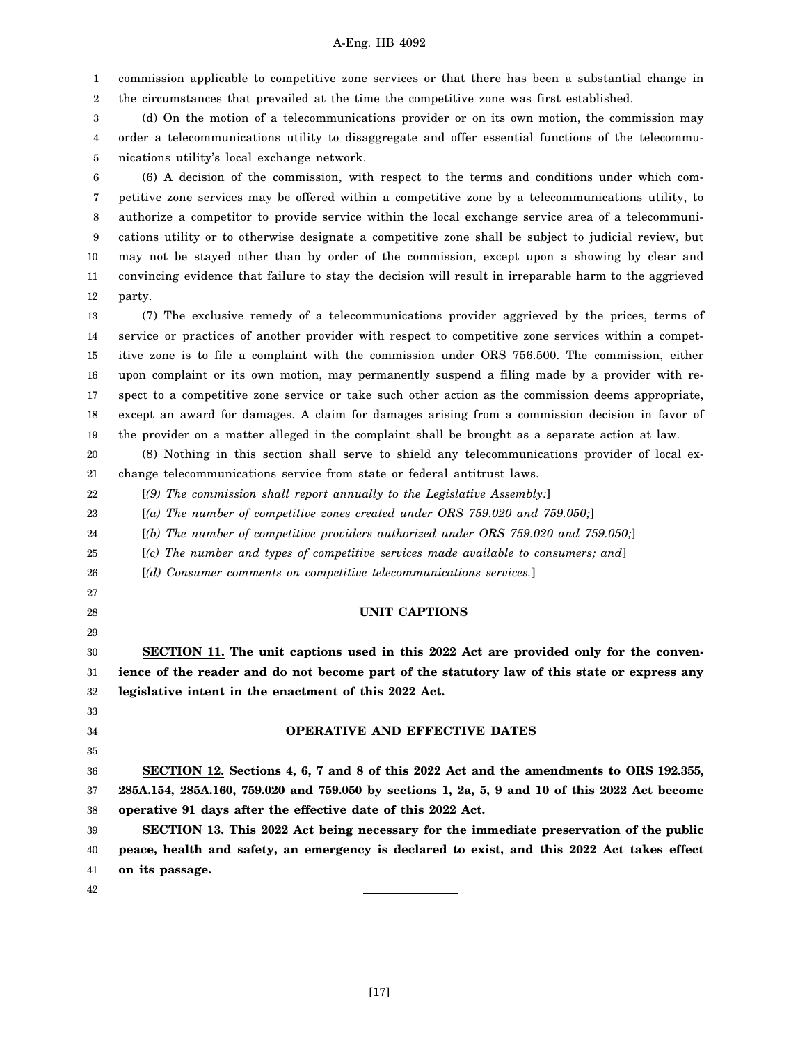commission applicable to competitive zone services or that there has been a substantial change in the circumstances that prevailed at the time the competitive zone was first established.

(d) On the motion of a telecommunications provider or on its own motion, the commission may order a telecommunications utility to disaggregate and offer essential functions of the telecommunications utility's local exchange network.

(6) A decision of the commission, with respect to the terms and conditions under which competitive zone services may be offered within a competitive zone by a telecommunications utility, to authorize a competitor to provide service within the local exchange service area of a telecommunications utility or to otherwise designate a competitive zone shall be subject to judicial review, but may not be stayed other than by order of the commission, except upon a showing by clear and convincing evidence that failure to stay the decision will result in irreparable harm to the aggrieved party.

(7) The exclusive remedy of a telecommunications provider aggrieved by the prices, terms of service or practices of another provider with respect to competitive zone services within a competitive zone is to file a complaint with the commission under ORS 756.500. The commission, either upon complaint or its own motion, may permanently suspend a filing made by a provider with respect to a competitive zone service or take such other action as the commission deems appropriate, except an award for damages. A claim for damages arising from a commission decision in favor of the provider on a matter alleged in the complaint shall be brought as a separate action at law.

(8) Nothing in this section shall serve to shield any telecommunications provider of local exchange telecommunications service from state or federal antitrust laws.

[*(9) The commission shall report annually to the Legislative Assembly:*]

[*(a) The number of competitive zones created under ORS 759.020 and 759.050;*]

[*(b) The number of competitive providers authorized under ORS 759.020 and 759.050;*]

[*(c) The number and types of competitive services made available to consumers; and*]

[*(d) Consumer comments on competitive telecommunications services.*]

**UNIT CAPTIONS**

**SECTION 11. The unit captions used in this 2022 Act are provided only for the convenience of the reader and do not become part of the statutory law of this state or express any legislative intent in the enactment of this 2022 Act.**

**OPERATIVE AND EFFECTIVE DATES**

**SECTION 12. Sections 4, 6, 7 and 8 of this 2022 Act and the amendments to ORS 192.355, 285A.154, 285A.160, 759.020 and 759.050 by sections 1, 2a, 5, 9 and 10 of this 2022 Act become operative 91 days after the effective date of this 2022 Act.**

**SECTION 13. This 2022 Act being necessary for the immediate preservation of the public peace, health and safety, an emergency is declared to exist, and this 2022 Act takes effect on its passage.**